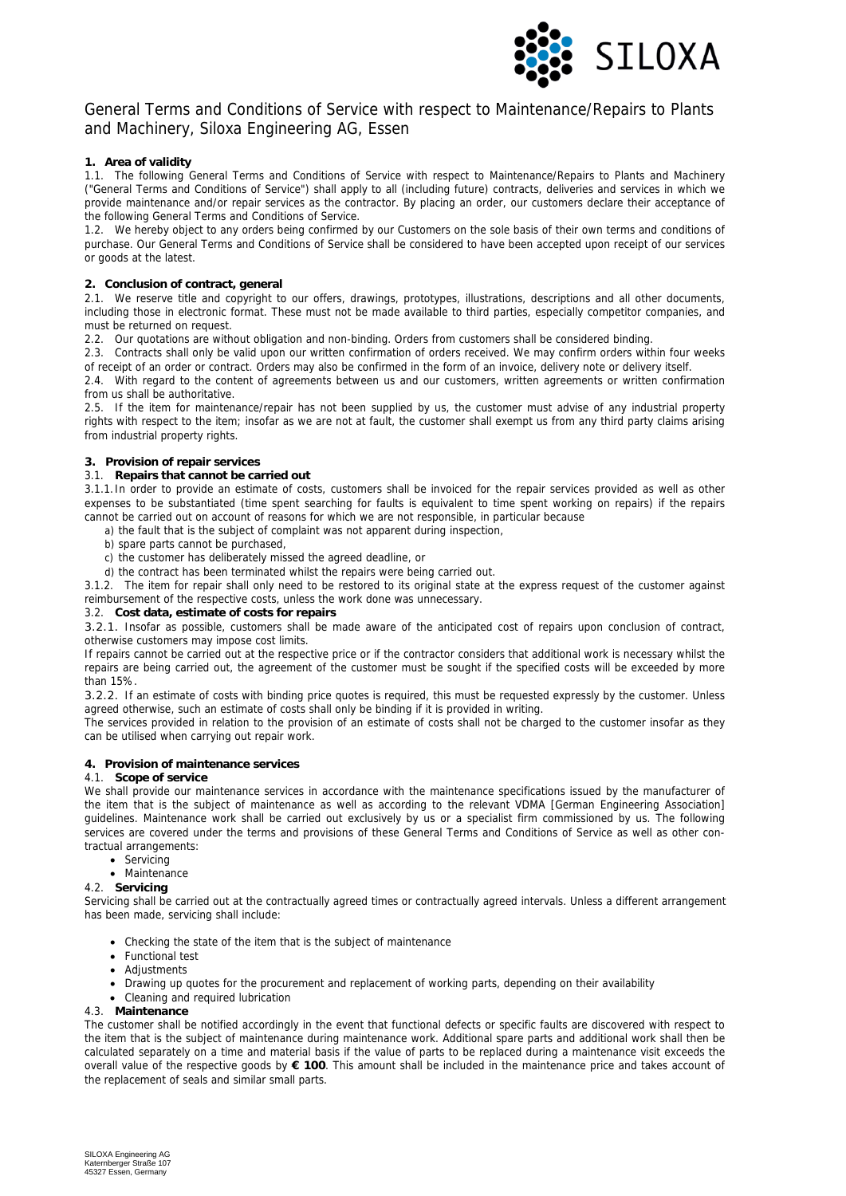# General Terms and Conditions of Service with respect to Maintenance/Repairs to Plants and Machinery, Siloxa Engineering AG, Essen

**1. Area of validity**

1.1. The following General Terms and Conditions of Service with respect to Maintenance/Repairs to Plants and Machinery ("General Terms and Conditions of Service") shall apply to all (including future) contracts, deliveries and services in which we provide maintenance and/or repair services as the contractor. By placing an order, our customers declare their acceptance of the following General Terms and Conditions of Service.

1.2. We hereby object to any orders being confirmed by our Customers on the sole basis of their own terms and conditions of purchase. Our General Terms and Conditions of Service shall be considered to have been accepted upon receipt of our services or goods at the latest.

**2. Conclusion of contract, general**

2.1. We reserve title and copyright to our offers, drawings, prototypes, illustrations, descriptions and all other documents, including those in electronic format. These must not be made available to third parties, especially competitor companies, and must be returned on request.

2.2. Our quotations are without obligation and non-binding. Orders from customers shall be considered binding.

2.3. Contracts shall only be valid upon our written confirmation of orders received. We may confirm orders within four weeks of receipt of an order or contract. Orders may also be confirmed in the form of an invoice, delivery note or delivery itself.

2.4. With regard to the content of agreements between us and our customers, written agreements or written confirmation from us shall be authoritative.

2.5. If the item for maintenance/repair has not been supplied by us, the customer must advise of any industrial property rights with respect to the item; insofar as we are not at fault, the customer shall exempt us from any third party claims arising from industrial property rights.

**3. Provision of repair services**

3.1. **Repairs that cannot be carried out**

3.1.1. In order to provide an estimate of costs, customers shall be invoiced for the repair services provided as well as other expenses to be substantiated (time spent searching for faults is equivalent to time spent working on repairs) if the repairs cannot be carried out on account of reasons for which we are not responsible, in particular because

a) the fault that is the subject of complaint was not apparent during inspection,
b) spare parts cannot be purchased,
c) the customer has deliberately missed the agreed deadline, or
d) the contract has been terminated whilst the repairs were being carried out.

3.1.2. The item for repair shall only need to be restored to its original state at the express request of the customer against reimbursement of the respective costs, unless the work done was unnecessary.

3.2. **Cost data, estimate of costs for repairs**

3.2.1. Insofar as possible, customers shall be made aware of the anticipated cost of repairs upon conclusion of contract, otherwise customers may impose cost limits.

If repairs cannot be carried out at the respective price or if the contractor considers that additional work is necessary whilst the repairs are being carried out, the agreement of the customer must be sought if the specified costs will be exceeded by more than 15%.

3.2.2. If an estimate of costs with binding price quotes is required, this must be requested expressly by the customer. Unless agreed otherwise, such an estimate of costs shall only be binding if it is provided in writing.

The services provided in relation to the provision of an estimate of costs shall not be charged to the customer insofar as they can be utilised when carrying out repair work.

**4. Provision of maintenance services**

4.1. **Scope of service**

We shall provide our maintenance services in accordance with the maintenance specifications issued by the manufacturer of the item that is the subject of maintenance as well as according to the relevant VDMA [German Engineering Association] guidelines. Maintenance work shall be carried out exclusively by us or a specialist firm commissioned by us. The following services are covered under the terms and provisions of these General Terms and Conditions of Service as well as other contractual arrangements:

- Servicing
- Maintenance

4.2. **Servicing**

Servicing shall be carried out at the contractually agreed times or contractually agreed intervals. Unless a different arrangement has been made, servicing shall include:

- Checking the state of the item that is the subject of maintenance
- Functional test
- Adjustments
- Drawing up quotes for the procurement and replacement of working parts, depending on their availability
- Cleaning and required lubrication

4.3. **Maintenance**

The customer shall be notified accordingly in the event that functional defects or specific faults are discovered with respect to the item that is the subject of maintenance during maintenance work. Additional spare parts and additional work shall then be calculated separately on a time and material basis if the value of parts to be replaced during a maintenance visit exceeds the overall value of the respective goods by **€ 100**. This amount shall be included in the maintenance price and takes account of the replacement of seals and similar small parts.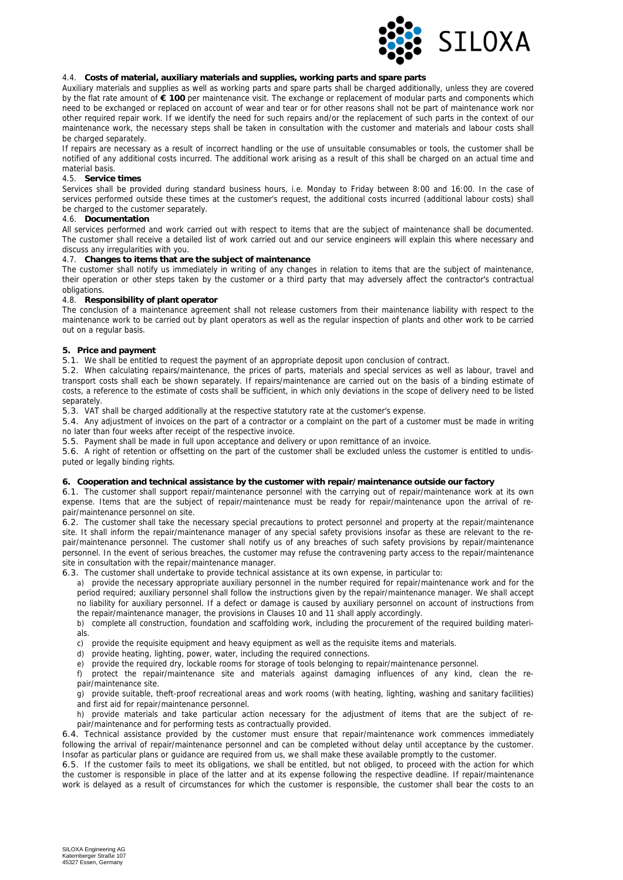#### 4.4. **Costs of material, auxiliary materials and supplies, working parts and spare parts**

Auxiliary materials and supplies as well as working parts and spare parts shall be charged additionally, unless they are covered by the flat rate amount of **€ 100** per maintenance visit. The exchange or replacement of modular parts and components which need to be exchanged or replaced on account of wear and tear or for other reasons shall not be part of maintenance work nor other required repair work. If we identify the need for such repairs and/or the replacement of such parts in the context of our maintenance work, the necessary steps shall be taken in consultation with the customer and materials and labour costs shall be charged separately.

If repairs are necessary as a result of incorrect handling or the use of unsuitable consumables or tools, the customer shall be notified of any additional costs incurred. The additional work arising as a result of this shall be charged on an actual time and material basis.

#### 4.5. **Service times**

Services shall be provided during standard business hours, i.e. Monday to Friday between 8:00 and 16:00. In the case of services performed outside these times at the customer's request, the additional costs incurred (additional labour costs) shall be charged to the customer separately.

#### 4.6. **Documentation**

All services performed and work carried out with respect to items that are the subject of maintenance shall be documented. The customer shall receive a detailed list of work carried out and our service engineers will explain this where necessary and discuss any irregularities with you.

#### 4.7. **Changes to items that are the subject of maintenance**

The customer shall notify us immediately in writing of any changes in relation to items that are the subject of maintenance, their operation or other steps taken by the customer or a third party that may adversely affect the contractor's contractual obligations.

#### 4.8. **Responsibility of plant operator**

The conclusion of a maintenance agreement shall not release customers from their maintenance liability with respect to the maintenance work to be carried out by plant operators as well as the regular inspection of plants and other work to be carried out on a regular basis.

### 5. Price and payment

5.1. We shall be entitled to request the payment of an appropriate deposit upon conclusion of contract.

5.2. When calculating repairs/maintenance, the prices of parts, materials and special services as well as labour, travel and transport costs shall each be shown separately. If repairs/maintenance are carried out on the basis of a binding estimate of costs, a reference to the estimate of costs shall be sufficient, in which only deviations in the scope of delivery need to be listed separately.

5.3. VAT shall be charged additionally at the respective statutory rate at the customer's expense.

5.4. Any adjustment of invoices on the part of a contractor or a complaint on the part of a customer must be made in writing no later than four weeks after receipt of the respective invoice.

5.5. Payment shall be made in full upon acceptance and delivery or upon remittance of an invoice.

5.6. A right of retention or offsetting on the part of the customer shall be excluded unless the customer is entitled to undisputed or legally binding rights.

### 6. Cooperation and technical assistance by the customer with repair/maintenance outside our factory

6.1. The customer shall support repair/maintenance personnel with the carrying out of repair/maintenance work at its own expense. Items that are the subject of repair/maintenance must be ready for repair/maintenance upon the arrival of repair/maintenance personnel on site.

6.2. The customer shall take the necessary special precautions to protect personnel and property at the repair/maintenance site. It shall inform the repair/maintenance manager of any special safety provisions insofar as these are relevant to the repair/maintenance personnel. The customer shall notify us of any breaches of such safety provisions by repair/maintenance personnel. In the event of serious breaches, the customer may refuse the contravening party access to the repair/maintenance site in consultation with the repair/maintenance manager.

6.3. The customer shall undertake to provide technical assistance at its own expense, in particular to:

a) provide the necessary appropriate auxiliary personnel in the number required for repair/maintenance work and for the period required; auxiliary personnel shall follow the instructions given by the repair/maintenance manager. We shall accept no liability for auxiliary personnel. If a defect or damage is caused by auxiliary personnel on account of instructions from the repair/maintenance manager, the provisions in Clauses 10 and 11 shall apply accordingly.

b) complete all construction, foundation and scaffolding work, including the procurement of the required building materials.

c) provide the requisite equipment and heavy equipment as well as the requisite items and materials.

d) provide heating, lighting, power, water, including the required connections.

e) provide the required dry, lockable rooms for storage of tools belonging to repair/maintenance personnel.

f) protect the repair/maintenance site and materials against damaging influences of any kind, clean the repair/maintenance site.

g) provide suitable, theft-proof recreational areas and work rooms (with heating, lighting, washing and sanitary facilities) and first aid for repair/maintenance personnel.

h) provide materials and take particular action necessary for the adjustment of items that are the subject of repair/maintenance and for performing tests as contractually provided.

6.4. Technical assistance provided by the customer must ensure that repair/maintenance work commences immediately following the arrival of repair/maintenance personnel and can be completed without delay until acceptance by the customer. Insofar as particular plans or guidance are required from us, we shall make these available promptly to the customer.

6.5. If the customer fails to meet its obligations, we shall be entitled, but not obliged, to proceed with the action for which the customer is responsible in place of the latter and at its expense following the respective deadline. If repair/maintenance work is delayed as a result of circumstances for which the customer is responsible, the customer shall bear the costs to an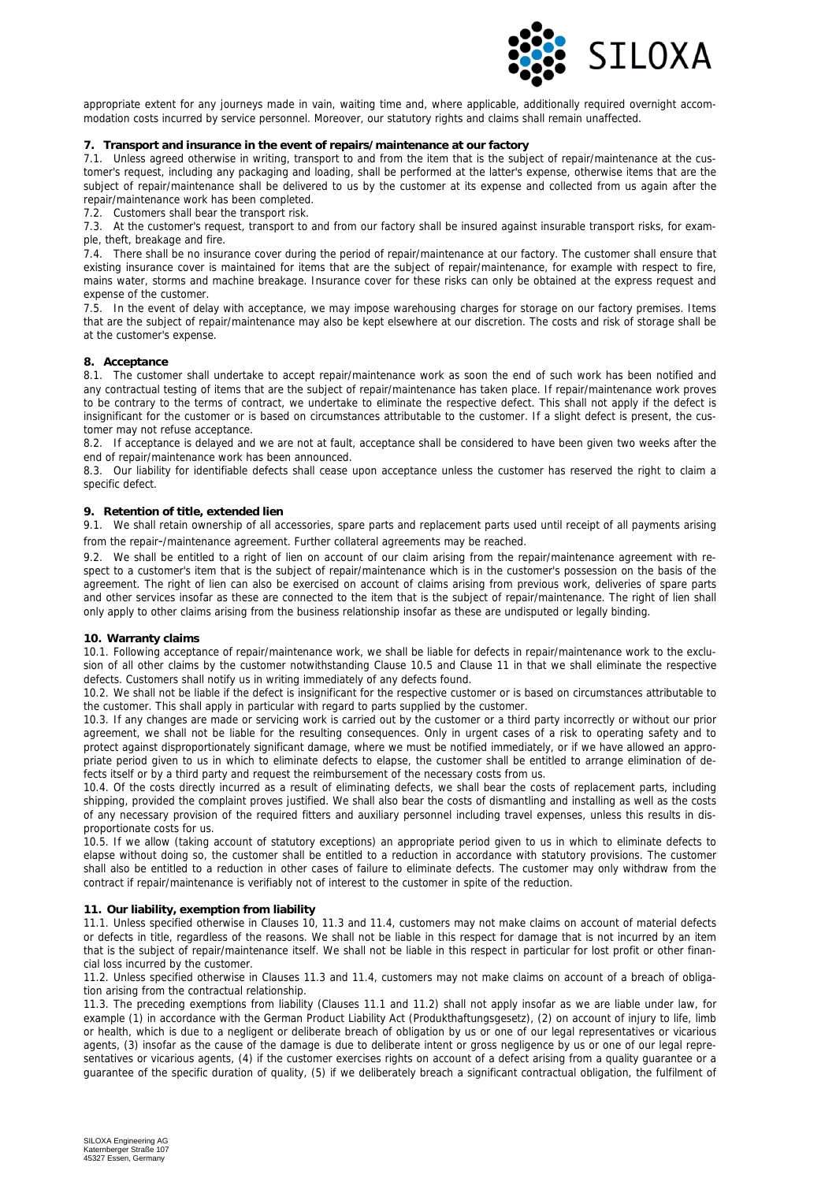appropriate extent for any journeys made in vain, waiting time and, where applicable, additionally required overnight accommodation costs incurred by service personnel. Moreover, our statutory rights and claims shall remain unaffected.

**7. Transport and insurance in the event of repairs/maintenance at our factory**

7.1. Unless agreed otherwise in writing, transport to and from the item that is the subject of repair/maintenance at the customer's request, including any packaging and loading, shall be performed at the latter's expense, otherwise items that are the subject of repair/maintenance shall be delivered to us by the customer at its expense and collected from us again after the repair/maintenance work has been completed.

7.2. Customers shall bear the transport risk.

7.3. At the customer's request, transport to and from our factory shall be insured against insurable transport risks, for example, theft, breakage and fire.

7.4. There shall be no insurance cover during the period of repair/maintenance at our factory. The customer shall ensure that existing insurance cover is maintained for items that are the subject of repair/maintenance, for example with respect to fire, mains water, storms and machine breakage. Insurance cover for these risks can only be obtained at the express request and expense of the customer.

7.5. In the event of delay with acceptance, we may impose warehousing charges for storage on our factory premises. Items that are the subject of repair/maintenance may also be kept elsewhere at our discretion. The costs and risk of storage shall be at the customer's expense.

**8. Acceptance**

8.1. The customer shall undertake to accept repair/maintenance work as soon the end of such work has been notified and any contractual testing of items that are the subject of repair/maintenance has taken place. If repair/maintenance work proves to be contrary to the terms of contract, we undertake to eliminate the respective defect. This shall not apply if the defect is insignificant for the customer or is based on circumstances attributable to the customer. If a slight defect is present, the customer may not refuse acceptance.

8.2. If acceptance is delayed and we are not at fault, acceptance shall be considered to have been given two weeks after the end of repair/maintenance work has been announced.

8.3. Our liability for identifiable defects shall cease upon acceptance unless the customer has reserved the right to claim a specific defect.

**9. Retention of title, extended lien**

9.1. We shall retain ownership of all accessories, spare parts and replacement parts used until receipt of all payments arising from the repair–/maintenance agreement. Further collateral agreements may be reached.

9.2. We shall be entitled to a right of lien on account of our claim arising from the repair/maintenance agreement with respect to a customer's item that is the subject of repair/maintenance which is in the customer's possession on the basis of the agreement. The right of lien can also be exercised on account of claims arising from previous work, deliveries of spare parts and other services insofar as these are connected to the item that is the subject of repair/maintenance. The right of lien shall only apply to other claims arising from the business relationship insofar as these are undisputed or legally binding.

**10. Warranty claims**

10.1. Following acceptance of repair/maintenance work, we shall be liable for defects in repair/maintenance work to the exclusion of all other claims by the customer notwithstanding Clause 10.5 and Clause 11 in that we shall eliminate the respective defects. Customers shall notify us in writing immediately of any defects found.

10.2. We shall not be liable if the defect is insignificant for the respective customer or is based on circumstances attributable to the customer. This shall apply in particular with regard to parts supplied by the customer.

10.3. If any changes are made or servicing work is carried out by the customer or a third party incorrectly or without our prior agreement, we shall not be liable for the resulting consequences. Only in urgent cases of a risk to operating safety and to protect against disproportionately significant damage, where we must be notified immediately, or if we have allowed an appropriate period given to us in which to eliminate defects to elapse, the customer shall be entitled to arrange elimination of defects itself or by a third party and request the reimbursement of the necessary costs from us.

10.4. Of the costs directly incurred as a result of eliminating defects, we shall bear the costs of replacement parts, including shipping, provided the complaint proves justified. We shall also bear the costs of dismantling and installing as well as the costs of any necessary provision of the required fitters and auxiliary personnel including travel expenses, unless this results in disproportionate costs for us.

10.5. If we allow (taking account of statutory exceptions) an appropriate period given to us in which to eliminate defects to elapse without doing so, the customer shall be entitled to a reduction in accordance with statutory provisions. The customer shall also be entitled to a reduction in other cases of failure to eliminate defects. The customer may only withdraw from the contract if repair/maintenance is verifiably not of interest to the customer in spite of the reduction.

**11. Our liability, exemption from liability**

11.1. Unless specified otherwise in Clauses 10, 11.3 and 11.4, customers may not make claims on account of material defects or defects in title, regardless of the reasons. We shall not be liable in this respect for damage that is not incurred by an item that is the subject of repair/maintenance itself. We shall not be liable in this respect in particular for lost profit or other financial loss incurred by the customer.

11.2. Unless specified otherwise in Clauses 11.3 and 11.4, customers may not make claims on account of a breach of obligation arising from the contractual relationship.

11.3. The preceding exemptions from liability (Clauses 11.1 and 11.2) shall not apply insofar as we are liable under law, for example (1) in accordance with the German Product Liability Act (Produkthaftungsgesetz), (2) on account of injury to life, limb or health, which is due to a negligent or deliberate breach of obligation by us or one of our legal representatives or vicarious agents, (3) insofar as the cause of the damage is due to deliberate intent or gross negligence by us or one of our legal representatives or vicarious agents, (4) if the customer exercises rights on account of a defect arising from a quality guarantee or a guarantee of the specific duration of quality, (5) if we deliberately breach a significant contractual obligation, the fulfilment of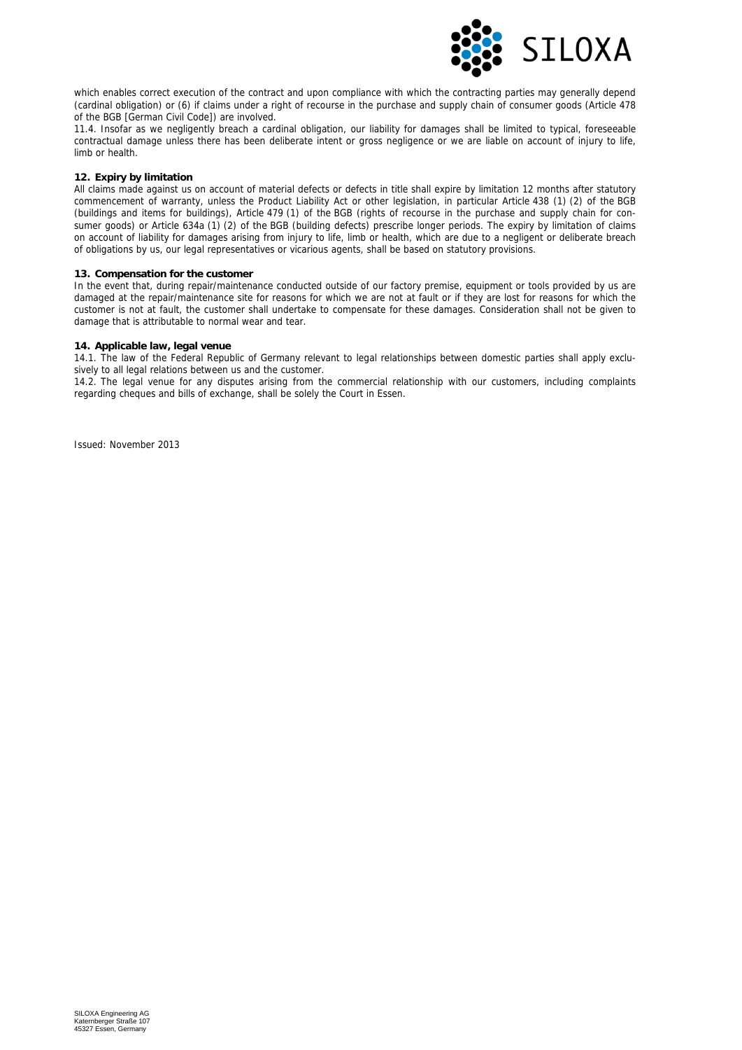which enables correct execution of the contract and upon compliance with which the contracting parties may generally depend (cardinal obligation) or (6) if claims under a right of recourse in the purchase and supply chain of consumer goods (Article 478 of the BGB [German Civil Code]) are involved.

11.4. Insofar as we negligently breach a cardinal obligation, our liability for damages shall be limited to typical, foreseeable contractual damage unless there has been deliberate intent or gross negligence or we are liable on account of injury to life, limb or health.

**12. Expiry by limitation**

All claims made against us on account of material defects or defects in title shall expire by limitation 12 months after statutory commencement of warranty, unless the Product Liability Act or other legislation, in particular Article 438 (1) (2) of the BGB (buildings and items for buildings), Article 479 (1) of the BGB (rights of recourse in the purchase and supply chain for consumer goods) or Article 634a (1) (2) of the BGB (building defects) prescribe longer periods. The expiry by limitation of claims on account of liability for damages arising from injury to life, limb or health, which are due to a negligent or deliberate breach of obligations by us, our legal representatives or vicarious agents, shall be based on statutory provisions.

**13. Compensation for the customer**

In the event that, during repair/maintenance conducted outside of our factory premise, equipment or tools provided by us are damaged at the repair/maintenance site for reasons for which we are not at fault or if they are lost for reasons for which the customer is not at fault, the customer shall undertake to compensate for these damages. Consideration shall not be given to damage that is attributable to normal wear and tear.

**14. Applicable law, legal venue**

14.1. The law of the Federal Republic of Germany relevant to legal relationships between domestic parties shall apply exclusively to all legal relations between us and the customer.

14.2. The legal venue for any disputes arising from the commercial relationship with our customers, including complaints regarding cheques and bills of exchange, shall be solely the Court in Essen.

Issued: November 2013